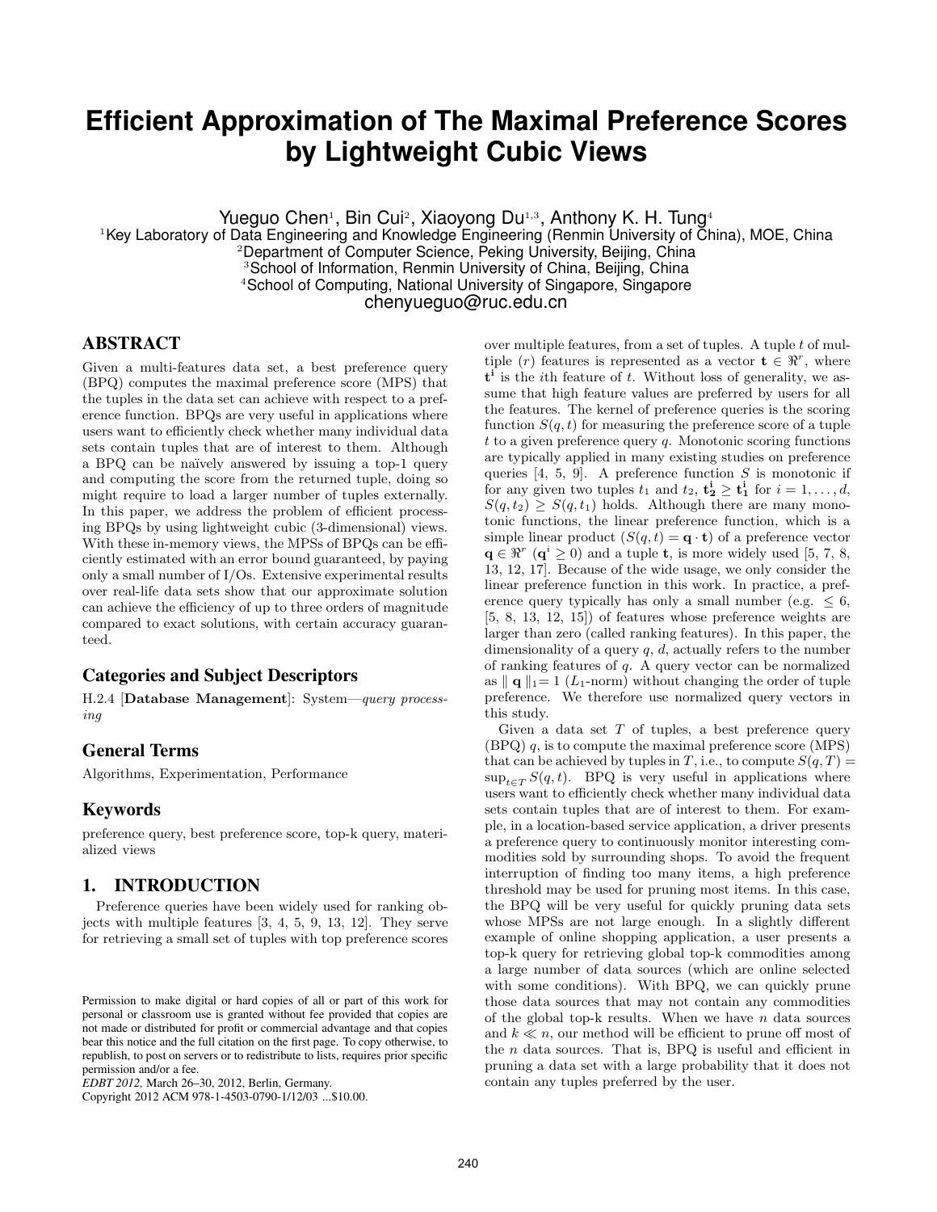# Efficient Approximation of The Maximal Preference Scores by Lightweight Cubic Views

Yueguo Chen[1], Bin Cui[2], Xiaoyong Du[1,3], Anthony K. H. Tung[4]

[1]Key Laboratory of Data Engineering and Knowledge Engineering (Renmin University of China), MOE, China
[2]Department of Computer Science, Peking University, Beijing, China
[3]School of Information, Renmin University of China, Beijing, China
[4]School of Computing, National University of Singapore, Singapore
chenyueguo@ruc.edu.cn

## ABSTRACT

Given a multi-features data set, a best preference query (BPQ) computes the maximal preference score (MPS) that the tuples in the data set can achieve with respect to a preference function. BPQs are very useful in applications where users want to efficiently check whether many individual data sets contain tuples that are of interest to them. Although a BPQ can be naïvely answered by issuing a top-1 query and computing the score from the returned tuple, doing so might require to load a larger number of tuples externally. In this paper, we address the problem of efficient processing BPQs by using lightweight cubic (3-dimensional) views. With these in-memory views, the MPSs of BPQs can be efficiently estimated with an error bound guaranteed, by paying only a small number of I/Os. Extensive experimental results over real-life data sets show that our approximate solution can achieve the efficiency of up to three orders of magnitude compared to exact solutions, with certain accuracy guaranteed.

## Categories and Subject Descriptors

H.2.4 [**Database Management**]: System—*query processing*

## General Terms

Algorithms, Experimentation, Performance

## Keywords

preference query, best preference score, top-k query, materialized views

## 1. INTRODUCTION

Preference queries have been widely used for ranking objects with multiple features [3, 4, 5, 9, 13, 12]. They serve for retrieving a small set of tuples with top preference scores over multiple features, from a set of tuples. A tuple $t$ of multiple ($r$) features is represented as a vector $\mathbf{t} \in \Re^r$, where $\mathbf{t^i}$ is the $i$th feature of $t$. Without loss of generality, we assume that high feature values are preferred by users for all the features. The kernel of preference queries is the scoring function $S(q, t)$ for measuring the preference score of a tuple $t$ to a given preference query $q$. Monotonic scoring functions are typically applied in many existing studies on preference queries [4, 5, 9]. A preference function $S$ is monotonic if for any given two tuples $t_1$ and $t_2$, $\mathbf{t_2^i} \geq \mathbf{t_1^i}$ for $i = 1, \ldots, d$, $S(q, t_2) \geq S(q, t_1)$ holds. Although there are many monotonic functions, the linear preference function, which is a simple linear product ($S(q, t) = \mathbf{q} \cdot \mathbf{t}$) of a preference vector $\mathbf{q} \in \Re^r$ ($\mathbf{q}^i \geq 0$) and a tuple $\mathbf{t}$, is more widely used [5, 7, 8, 13, 12, 17]. Because of the wide usage, we only consider the linear preference function in this work. In practice, a preference query typically has only a small number (e.g. $\leq 6$, [5, 8, 13, 12, 15]) of features whose preference weights are larger than zero (called ranking features). In this paper, the dimensionality of a query $q$, $d$, actually refers to the number of ranking features of $q$. A query vector can be normalized as $\| \mathbf{q} \|_1 = 1$ ($L_1$-norm) without changing the order of tuple preference. We therefore use normalized query vectors in this study.

Given a data set $T$ of tuples, a best preference query (BPQ) $q$, is to compute the maximal preference score (MPS) that can be achieved by tuples in $T$, i.e., to compute $S(q, T) = \sup_{t \in T} S(q, t)$. BPQ is very useful in applications where users want to efficiently check whether many individual data sets contain tuples that are of interest to them. For example, in a location-based service application, a driver presents a preference query to continuously monitor interesting commodities sold by surrounding shops. To avoid the frequent interruption of finding too many items, a high preference threshold may be used for pruning most items. In this case, the BPQ will be very useful for quickly pruning data sets whose MPSs are not large enough. In a slightly different example of online shopping application, a user presents a top-k query for retrieving global top-k commodities among a large number of data sources (which are online selected with some conditions). With BPQ, we can quickly prune those data sources that may not contain any commodities of the global top-k results. When we have $n$ data sources and $k \ll n$, our method will be efficient to prune off most of the $n$ data sources. That is, BPQ is useful and efficient in pruning a data set with a large probability that it does not contain any tuples preferred by the user.

Permission to make digital or hard copies of all or part of this work for personal or classroom use is granted without fee provided that copies are not made or distributed for profit or commercial advantage and that copies bear this notice and the full citation on the first page. To copy otherwise, to republish, to post on servers or to redistribute to lists, requires prior specific permission and/or a fee.
*EDBT 2012*, March 26–30, 2012, Berlin, Germany.
Copyright 2012 ACM 978-1-4503-0790-1/12/03 ...$10.00.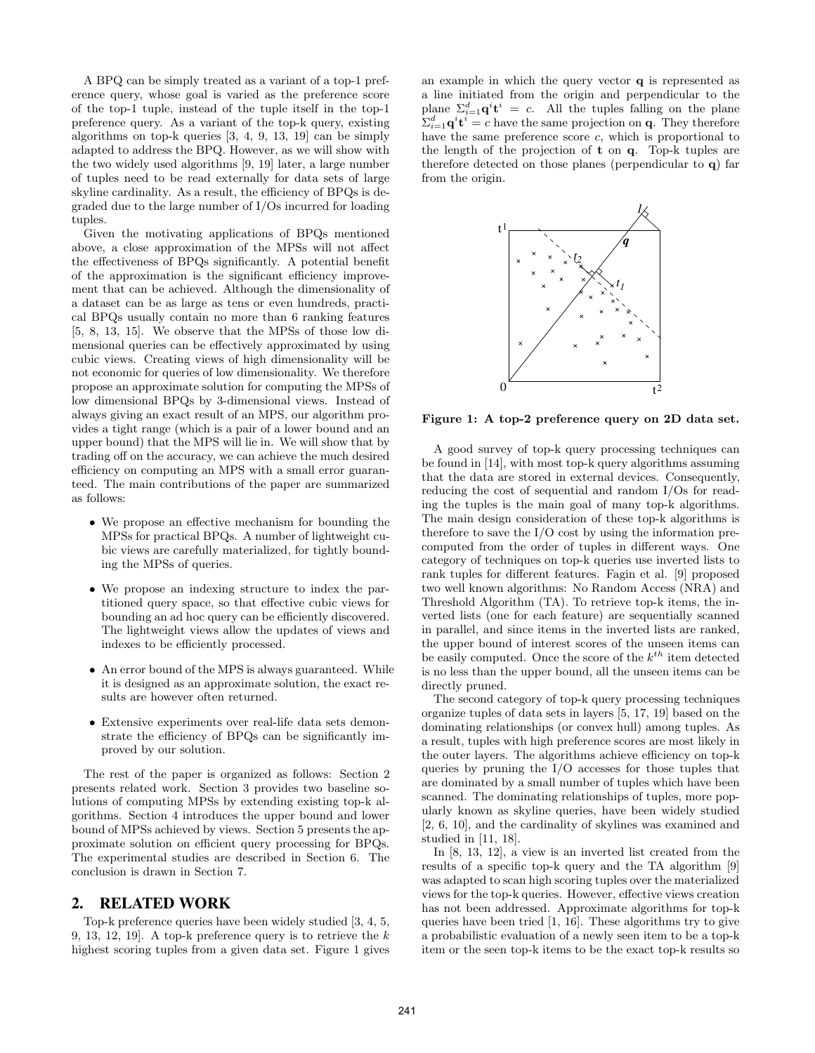A BPQ can be simply treated as a variant of a top-1 preference query, whose goal is varied as the preference score of the top-1 tuple, instead of the tuple itself in the top-1 preference query. As a variant of the top-k query, existing algorithms on top-k queries [3, 4, 9, 13, 19] can be simply adapted to address the BPQ. However, as we will show with the two widely used algorithms [9, 19] later, a large number of tuples need to be read externally for data sets of large skyline cardinality. As a result, the efficiency of BPQs is degraded due to the large number of I/Os incurred for loading tuples.

Given the motivating applications of BPQs mentioned above, a close approximation of the MPSs will not affect the effectiveness of BPQs significantly. A potential benefit of the approximation is the significant efficiency improvement that can be achieved. Although the dimensionality of a dataset can be as large as tens or even hundreds, practical BPQs usually contain no more than 6 ranking features [5, 8, 13, 15]. We observe that the MPSs of those low dimensional queries can be effectively approximated by using cubic views. Creating views of high dimensionality will be not economic for queries of low dimensionality. We therefore propose an approximate solution for computing the MPSs of low dimensional BPQs by 3-dimensional views. Instead of always giving an exact result of an MPS, our algorithm provides a tight range (which is a pair of a lower bound and an upper bound) that the MPS will lie in. We will show that by trading off on the accuracy, we can achieve the much desired efficiency on computing an MPS with a small error guaranteed. The main contributions of the paper are summarized as follows:

- We propose an effective mechanism for bounding the MPSs for practical BPQs. A number of lightweight cubic views are carefully materialized, for tightly bounding the MPSs of queries.
- We propose an indexing structure to index the partitioned query space, so that effective cubic views for bounding an ad hoc query can be efficiently discovered. The lightweight views allow the updates of views and indexes to be efficiently processed.
- An error bound of the MPS is always guaranteed. While it is designed as an approximate solution, the exact results are however often returned.
- Extensive experiments over real-life data sets demonstrate the efficiency of BPQs can be significantly improved by our solution.

The rest of the paper is organized as follows: Section 2 presents related work. Section 3 provides two baseline solutions of computing MPSs by extending existing top-k algorithms. Section 4 introduces the upper bound and lower bound of MPSs achieved by views. Section 5 presents the approximate solution on efficient query processing for BPQs. The experimental studies are described in Section 6. The conclusion is drawn in Section 7.

## 2. RELATED WORK

Top-k preference queries have been widely studied [3, 4, 5, 9, 13, 12, 19]. A top-k preference query is to retrieve the $k$ highest scoring tuples from a given data set. Figure 1 gives an example in which the query vector $\mathbf{q}$ is represented as a line initiated from the origin and perpendicular to the plane $\Sigma_{i=1}^{d}\mathbf{q}^i\mathbf{t}^i = c$. All the tuples falling on the plane $\Sigma_{i=1}^{d}\mathbf{q}^i\mathbf{t}^i = c$ have the same projection on $\mathbf{q}$. They therefore have the same preference score $c$, which is proportional to the length of the projection of $\mathbf{t}$ on $\mathbf{q}$. Top-k tuples are therefore detected on those planes (perpendicular to $\mathbf{q}$) far from the origin.

**Figure 1: A top-2 preference query on 2D data set.**

A good survey of top-k query processing techniques can be found in [14], with most top-k query algorithms assuming that the data are stored in external devices. Consequently, reducing the cost of sequential and random I/Os for reading the tuples is the main goal of many top-k algorithms. The main design consideration of these top-k algorithms is therefore to save the I/O cost by using the information precomputed from the order of tuples in different ways. One category of techniques on top-k queries use inverted lists to rank tuples for different features. Fagin et al. [9] proposed two well known algorithms: No Random Access (NRA) and Threshold Algorithm (TA). To retrieve top-k items, the inverted lists (one for each feature) are sequentially scanned in parallel, and since items in the inverted lists are ranked, the upper bound of interest scores of the unseen items can be easily computed. Once the score of the $k^{th}$ item detected is no less than the upper bound, all the unseen items can be directly pruned.

The second category of top-k query processing techniques organize tuples of data sets in layers [5, 17, 19] based on the dominating relationships (or convex hull) among tuples. As a result, tuples with high preference scores are most likely in the outer layers. The algorithms achieve efficiency on top-k queries by pruning the I/O accesses for those tuples that are dominated by a small number of tuples which have been scanned. The dominating relationships of tuples, more popularly known as skyline queries, have been widely studied [2, 6, 10], and the cardinality of skylines was examined and studied in [11, 18].

In [8, 13, 12], a view is an inverted list created from the results of a specific top-k query and the TA algorithm [9] was adapted to scan high scoring tuples over the materialized views for the top-k queries. However, effective views creation has not been addressed. Approximate algorithms for top-k queries have been tried [1, 16]. These algorithms try to give a probabilistic evaluation of a newly seen item to be a top-k item or the seen top-k items to be the exact top-k results so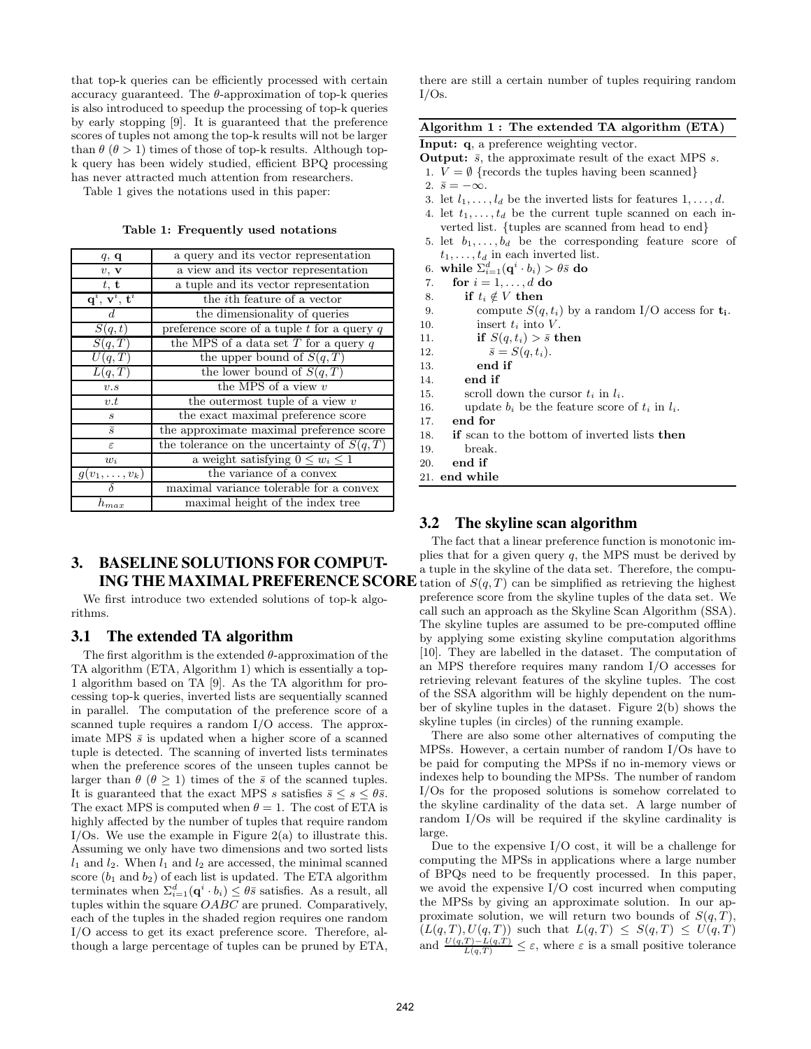that top-k queries can be efficiently processed with certain accuracy guaranteed. The $\theta$-approximation of top-k queries is also introduced to speedup the processing of top-k queries by early stopping [9]. It is guaranteed that the preference scores of tuples not among the top-k results will not be larger than $\theta$ ($\theta > 1$) times of those of top-k results. Although top-k query has been widely studied, efficient BPQ processing has never attracted much attention from researchers.

Table 1 gives the notations used in this paper:

**Table 1: Frequently used notations**

| | |
|---|---|
| $q$, $\mathbf{q}$ | a query and its vector representation |
| $v$, $\mathbf{v}$ | a view and its vector representation |
| $t$, $\mathbf{t}$ | a tuple and its vector representation |
| $\mathbf{q}^i$, $\mathbf{v}^i$, $\mathbf{t}^i$ | the $i$th feature of a vector |
| $d$ | the dimensionality of queries |
| $S(q,t)$ | preference score of a tuple $t$ for a query $q$ |
| $S(q,T)$ | the MPS of a data set $T$ for a query $q$ |
| $U(q,T)$ | the upper bound of $S(q,T)$ |
| $L(q,T)$ | the lower bound of $S(q,T)$ |
| $v.s$ | the MPS of a view $v$ |
| $v.t$ | the outermost tuple of a view $v$ |
| $s$ | the exact maximal preference score |
| $\bar{s}$ | the approximate maximal preference score |
| $\varepsilon$ | the tolerance on the uncertainty of $S(q,T)$ |
| $w_i$ | a weight satisfying $0 \leq w_i \leq 1$ |
| $g(v_1, \ldots, v_k)$ | the variance of a convex |
| $\delta$ | maximal variance tolerable for a convex |
| $h_{max}$ | maximal height of the index tree |

## 3. BASELINE SOLUTIONS FOR COMPUTING THE MAXIMAL PREFERENCE SCORE

We first introduce two extended solutions of top-k algorithms.

### 3.1 The extended TA algorithm

The first algorithm is the extended $\theta$-approximation of the TA algorithm (ETA, Algorithm 1) which is essentially a top-1 algorithm based on TA [9]. As the TA algorithm for processing top-k queries, inverted lists are sequentially scanned in parallel. The computation of the preference score of a scanned tuple requires a random I/O access. The approximate MPS $\bar{s}$ is updated when a higher score of a scanned tuple is detected. The scanning of inverted lists terminates when the preference scores of the unseen tuples cannot be larger than $\theta$ ($\theta \geq 1$) times of the $\bar{s}$ of the scanned tuples. It is guaranteed that the exact MPS $s$ satisfies $\bar{s} \leq s \leq \theta\bar{s}$. The exact MPS is computed when $\theta = 1$. The cost of ETA is highly affected by the number of tuples that require random I/Os. We use the example in Figure 2(a) to illustrate this. Assuming we only have two dimensions and two sorted lists $l_1$ and $l_2$. When $l_1$ and $l_2$ are accessed, the minimal scanned score ($b_1$ and $b_2$) of each list is updated. The ETA algorithm terminates when $\Sigma_{i=1}^{d}(\mathbf{q}^i \cdot b_i) \leq \theta\bar{s}$ satisfies. As a result, all tuples within the square $OABC$ are pruned. Comparatively, each of the tuples in the shaded region requires one random I/O access to get its exact preference score. Therefore, although a large percentage of tuples can be pruned by ETA, there are still a certain number of tuples requiring random I/Os.

**Algorithm 1 : The extended TA algorithm (ETA)**

**Input:** $\mathbf{q}$, a preference weighting vector.
**Output:** $\bar{s}$, the approximate result of the exact MPS $s$.

1. $V = \emptyset$ {records the tuples having been scanned}
2. $\bar{s} = -\infty$.
3. let $l_1, \ldots, l_d$ be the inverted lists for features $1, \ldots, d$.
4. let $t_1, \ldots, t_d$ be the current tuple scanned on each inverted list. {tuples are scanned from head to end}
5. let $b_1, \ldots, b_d$ be the corresponding feature score of $t_1, \ldots, t_d$ in each inverted list.
6. **while** $\Sigma_{i=1}^{d}(\mathbf{q}^i \cdot b_i) > \theta\bar{s}$ **do**
7. &nbsp;&nbsp;&nbsp;**for** $i = 1, \ldots, d$ **do**
8. &nbsp;&nbsp;&nbsp;&nbsp;&nbsp;&nbsp;**if** $t_i \notin V$ **then**
9. &nbsp;&nbsp;&nbsp;&nbsp;&nbsp;&nbsp;&nbsp;&nbsp;&nbsp;compute $S(q, t_i)$ by a random I/O access for $\mathbf{t_i}$.
10. &nbsp;&nbsp;&nbsp;&nbsp;&nbsp;&nbsp;&nbsp;&nbsp;&nbsp;insert $t_i$ into $V$.
11. &nbsp;&nbsp;&nbsp;&nbsp;&nbsp;&nbsp;&nbsp;&nbsp;&nbsp;**if** $S(q, t_i) > \bar{s}$ **then**
12. &nbsp;&nbsp;&nbsp;&nbsp;&nbsp;&nbsp;&nbsp;&nbsp;&nbsp;&nbsp;&nbsp;&nbsp;$\bar{s} = S(q, t_i)$.
13. &nbsp;&nbsp;&nbsp;&nbsp;&nbsp;&nbsp;&nbsp;&nbsp;&nbsp;**end if**
14. &nbsp;&nbsp;&nbsp;&nbsp;&nbsp;&nbsp;**end if**
15. &nbsp;&nbsp;&nbsp;&nbsp;&nbsp;&nbsp;scroll down the cursor $t_i$ in $l_i$.
16. &nbsp;&nbsp;&nbsp;&nbsp;&nbsp;&nbsp;update $b_i$ be the feature score of $t_i$ in $l_i$.
17. &nbsp;&nbsp;&nbsp;**end for**
18. &nbsp;&nbsp;&nbsp;**if** scan to the bottom of inverted lists **then**
19. &nbsp;&nbsp;&nbsp;&nbsp;&nbsp;&nbsp;break.
20. &nbsp;&nbsp;&nbsp;**end if**
21. **end while**

### 3.2 The skyline scan algorithm

The fact that a linear preference function is monotonic implies that for a given query $q$, the MPS must be derived by a tuple in the skyline of the data set. Therefore, the computation of $S(q,T)$ can be simplified as retrieving the highest preference score from the skyline tuples of the data set. We call such an approach as the Skyline Scan Algorithm (SSA). The skyline tuples are assumed to be pre-computed offline by applying some existing skyline computation algorithms [10]. They are labelled in the dataset. The computation of an MPS therefore requires many random I/O accesses for retrieving relevant features of the skyline tuples. The cost of the SSA algorithm will be highly dependent on the number of skyline tuples in the dataset. Figure 2(b) shows the skyline tuples (in circles) of the running example.

There are also some other alternatives of computing the MPSs. However, a certain number of random I/Os have to be paid for computing the MPSs if no in-memory views or indexes help to bounding the MPSs. The number of random I/Os for the proposed solutions is somehow correlated to the skyline cardinality of the data set. A large number of random I/Os will be required if the skyline cardinality is large.

Due to the expensive I/O cost, it will be a challenge for computing the MPSs in applications where a large number of BPQs need to be frequently processed. In this paper, we avoid the expensive I/O cost incurred when computing the MPSs by giving an approximate solution. In our approximate solution, we will return two bounds of $S(q,T)$, $(L(q,T), U(q,T))$ such that $L(q,T) \leq S(q,T) \leq U(q,T)$ and $\frac{U(q,T) - L(q,T)}{L(q,T)} \leq \varepsilon$, where $\varepsilon$ is a small positive tolerance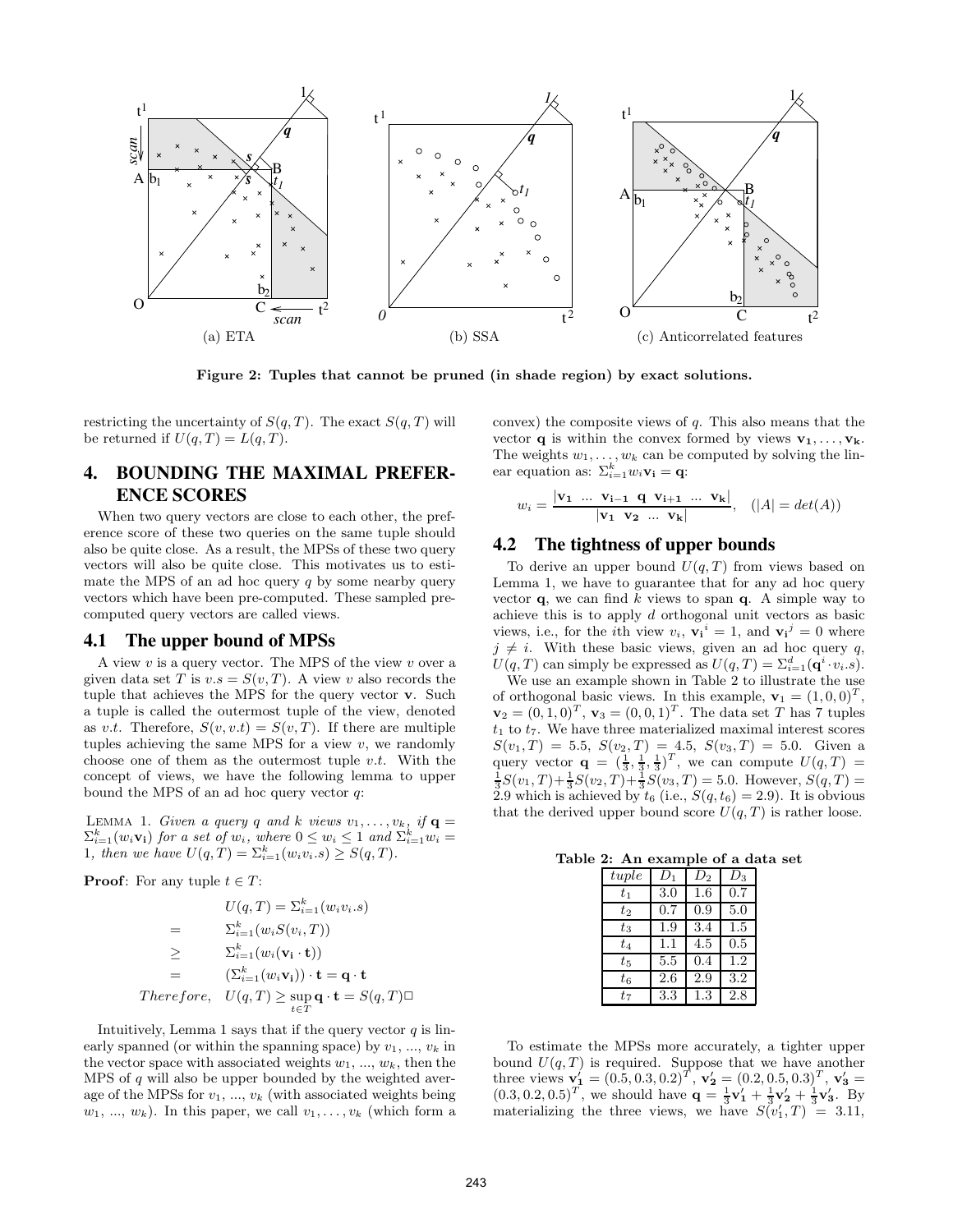Figure 2: Tuples that cannot be pruned (in shade region) by exact solutions.

restricting the uncertainty of $S(q,T)$. The exact $S(q,T)$ will be returned if $U(q,T) = L(q,T)$.

# 4. BOUNDING THE MAXIMAL PREFERENCE SCORES

When two query vectors are close to each other, the preference score of these two queries on the same tuple should also be quite close. As a result, the MPSs of these two query vectors will also be quite close. This motivates us to estimate the MPS of an ad hoc query $q$ by some nearby query vectors which have been pre-computed. These sampled pre-computed query vectors are called views.

## 4.1 The upper bound of MPSs

A view $v$ is a query vector. The MPS of the view $v$ over a given data set $T$ is $v.s = S(v,T)$. A view $v$ also records the tuple that achieves the MPS for the query vector $\mathbf{v}$. Such a tuple is called the outermost tuple of the view, denoted as $v.t$. Therefore, $S(v, v.t) = S(v,T)$. If there are multiple tuples achieving the same MPS for a view $v$, we randomly choose one of them as the outermost tuple $v.t$. With the concept of views, we have the following lemma to upper bound the MPS of an ad hoc query vector $q$:

LEMMA 1. *Given a query $q$ and $k$ views $v_1, \ldots, v_k$, if $\mathbf{q} = \Sigma_{i=1}^{k}(w_i \mathbf{v_i})$ for a set of $w_i$, where $0 \le w_i \le 1$ and $\Sigma_{i=1}^{k} w_i = 1$, then we have $U(q,T) = \Sigma_{i=1}^{k}(w_i v_i.s) \ge S(q,T)$.*

**Proof**: For any tuple $t \in T$:

$$
\begin{aligned}
& U(q,T) = \Sigma_{i=1}^{k}(w_i v_i.s) \\
= \quad & \Sigma_{i=1}^{k}(w_i S(v_i,T)) \\
\ge \quad & \Sigma_{i=1}^{k}(w_i(\mathbf{v_i} \cdot \mathbf{t})) \\
= \quad & (\Sigma_{i=1}^{k}(w_i \mathbf{v_i})) \cdot \mathbf{t} = \mathbf{q} \cdot \mathbf{t} \\
\textit{Therefore,} \quad & U(q,T) \ge \sup_{t \in T} \mathbf{q} \cdot \mathbf{t} = S(q,T) \Box
\end{aligned}
$$

Intuitively, Lemma 1 says that if the query vector $q$ is linearly spanned (or within the spanning space) by $v_1, ..., v_k$ in the vector space with associated weights $w_1, ..., w_k$, then the MPS of $q$ will also be upper bounded by the weighted average of the MPSs for $v_1, ..., v_k$ (with associated weights being $w_1, ..., w_k$). In this paper, we call $v_1, \ldots, v_k$ (which form a convex) the composite views of $q$. This also means that the vector $\mathbf{q}$ is within the convex formed by views $\mathbf{v_1}, \ldots, \mathbf{v_k}$. The weights $w_1, \ldots, w_k$ can be computed by solving the linear equation as: $\Sigma_{i=1}^{k} w_i \mathbf{v_i} = \mathbf{q}$:

$$
w_i = \frac{|\mathbf{v_1} \ \ldots \ \mathbf{v_{i-1}} \ \mathbf{q} \ \mathbf{v_{i+1}} \ \ldots \ \mathbf{v_k}|}{|\mathbf{v_1} \ \mathbf{v_2} \ \ldots \ \mathbf{v_k}|}, \quad (|A| = det(A))
$$

## 4.2 The tightness of upper bounds

To derive an upper bound $U(q,T)$ from views based on Lemma 1, we have to guarantee that for any ad hoc query vector $\mathbf{q}$, we can find $k$ views to span $\mathbf{q}$. A simple way to achieve this is to apply $d$ orthogonal unit vectors as basic views, i.e., for the $i$th view $v_i$, $\mathbf{v_i}^i = 1$, and $\mathbf{v_i}^j = 0$ where $j \neq i$. With these basic views, given an ad hoc query $q$, $U(q,T)$ can simply be expressed as $U(q,T) = \Sigma_{i=1}^{d}(\mathbf{q}^i \cdot v_i.s)$.

We use an example shown in Table 2 to illustrate the use of orthogonal basic views. In this example, $\mathbf{v_1} = (1,0,0)^T$, $\mathbf{v_2} = (0,1,0)^T$, $\mathbf{v_3} = (0,0,1)^T$. The data set $T$ has 7 tuples $t_1$ to $t_7$. We have three materialized maximal interest scores $S(v_1,T) = 5.5$, $S(v_2,T) = 4.5$, $S(v_3,T) = 5.0$. Given a query vector $\mathbf{q} = (\frac{1}{3}, \frac{1}{3}, \frac{1}{3})^T$, we can compute $U(q,T) = \frac{1}{3}S(v_1,T) + \frac{1}{3}S(v_2,T) + \frac{1}{3}S(v_3,T) = 5.0$. However, $S(q,T) = 2.9$ which is achieved by $t_6$ (i.e., $S(q,t_6) = 2.9$). It is obvious that the derived upper bound score $U(q,T)$ is rather loose.

**Table 2: An example of a data set**

| *tuple* | $D_1$ | $D_2$ | $D_3$ |
|---|---|---|---|
| $t_1$ | 3.0 | 1.6 | 0.7 |
| $t_2$ | 0.7 | 0.9 | 5.0 |
| $t_3$ | 1.9 | 3.4 | 1.5 |
| $t_4$ | 1.1 | 4.5 | 0.5 |
| $t_5$ | 5.5 | 0.4 | 1.2 |
| $t_6$ | 2.6 | 2.9 | 3.2 |
| $t_7$ | 3.3 | 1.3 | 2.8 |

To estimate the MPSs more accurately, a tighter upper bound $U(q,T)$ is required. Suppose that we have another three views $\mathbf{v_1'} = (0.5, 0.3, 0.2)^T$, $\mathbf{v_2'} = (0.2, 0.5, 0.3)^T$, $\mathbf{v_3'} = (0.3, 0.2, 0.5)^T$, we should have $\mathbf{q} = \frac{1}{3}\mathbf{v_1'} + \frac{1}{3}\mathbf{v_2'} + \frac{1}{3}\mathbf{v_3'}$. By materializing the three views, we have $S(v_1', T) = 3.11$,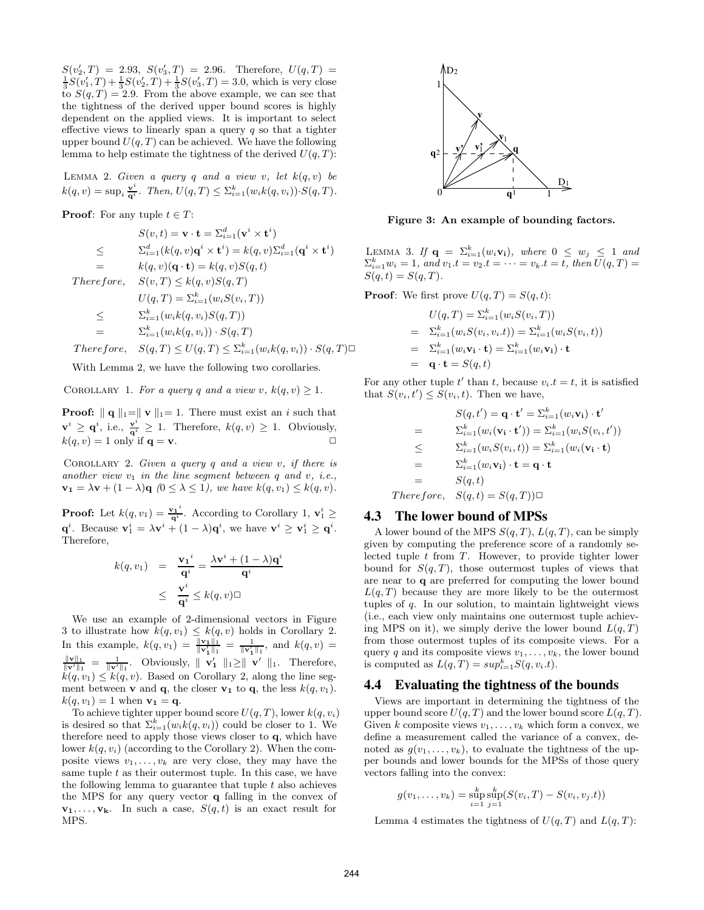$S(v_2', T) = 2.93$, $S(v_3', T) = 2.96$. Therefore, $U(q,T) = \frac{1}{3}S(v_1',T) + \frac{1}{3}S(v_2',T) + \frac{1}{3}S(v_3',T) = 3.0$, which is very close to $S(q,T) = 2.9$. From the above example, we can see that the tightness of the derived upper bound scores is highly dependent on the applied views. It is important to select effective views to linearly span a query $q$ so that a tighter upper bound $U(q,T)$ can be achieved. We have the following lemma to help estimate the tightness of the derived $U(q,T)$:

LEMMA 2. *Given a query $q$ and a view $v$, let $k(q,v)$ be $k(q,v) = \sup_i \frac{\mathbf{v}^i}{\mathbf{q}^i}$. Then, $U(q,T) \leq \Sigma_{i=1}^k (w_i k(q,v_i)) \cdot S(q,T)$.*

**Proof**: For any tuple $t \in T$:

$$
\begin{aligned}
& S(v,t) = \mathbf{v} \cdot \mathbf{t} = \Sigma_{i=1}^d (\mathbf{v}^i \times \mathbf{t}^i) \\
\leq \quad & \Sigma_{i=1}^d (k(q,v)\mathbf{q}^i \times \mathbf{t}^i) = k(q,v)\Sigma_{i=1}^d (\mathbf{q}^i \times \mathbf{t}^i) \\
= \quad & k(q,v)(\mathbf{q} \cdot \mathbf{t}) = k(q,v)S(q,t) \\
Therefore, \quad & S(v,T) \leq k(q,v)S(q,T) \\
& U(q,T) = \Sigma_{i=1}^k (w_i S(v_i,T)) \\
\leq \quad & \Sigma_{i=1}^k (w_i k(q,v_i) S(q,T)) \\
= \quad & \Sigma_{i=1}^k (w_i k(q,v_i)) \cdot S(q,T) \\
Therefore, \quad & S(q,T) \leq U(q,T) \leq \Sigma_{i=1}^k (w_i k(q,v_i)) \cdot S(q,T) \square
\end{aligned}
$$

With Lemma 2, we have the following two corollaries.

COROLLARY 1. *For a query $q$ and a view $v$, $k(q,v) \geq 1$.*

**Proof:** $\| \mathbf{q} \|_1 = \| \mathbf{v} \|_1 = 1$. There must exist an $i$ such that $\mathbf{v}^i \geq \mathbf{q}^i$, i.e., $\frac{\mathbf{v}^i}{\mathbf{q}^i} \geq 1$. Therefore, $k(q,v) \geq 1$. Obviously, $k(q,v) = 1$ only if $\mathbf{q} = \mathbf{v}$. $\square$

COROLLARY 2. *Given a query $q$ and a view $v$, if there is another view $v_1$ in the line segment between $q$ and $v$, i.e., $\mathbf{v_1} = \lambda \mathbf{v} + (1-\lambda)\mathbf{q}$ $(0 \leq \lambda \leq 1)$, we have $k(q,v_1) \leq k(q,v)$.*

**Proof:** Let $k(q,v_1) = \frac{\mathbf{v_1}^i}{\mathbf{q}^i}$. According to Corollary 1, $\mathbf{v}_1^i \geq \mathbf{q}^i$. Because $\mathbf{v}_1^i = \lambda \mathbf{v}^i + (1-\lambda)\mathbf{q}^i$, we have $\mathbf{v}^i \geq \mathbf{v}_1^i \geq \mathbf{q}^i$. Therefore,

$$
\begin{aligned}
k(q,v_1) &= \frac{\mathbf{v_1}^i}{\mathbf{q}^i} = \frac{\lambda \mathbf{v}^i + (1-\lambda)\mathbf{q}^i}{\mathbf{q}^i} \\
&\leq \frac{\mathbf{v}^i}{\mathbf{q}^i} \leq k(q,v) \square
\end{aligned}
$$

We use an example of 2-dimensional vectors in Figure 3 to illustrate how $k(q,v_1) \leq k(q,v)$ holds in Corollary 2. In this example, $k(q,v_1) = \frac{\|\mathbf{v_1}\|_1}{\|\mathbf{v_1'}\|_1} = \frac{1}{\|\mathbf{v_1'}\|_1}$, and $k(q,v) = \frac{\|\mathbf{v}\|_1}{\|\mathbf{v'}\|_1} = \frac{1}{\|\mathbf{v'}\|_1}$. Obviously, $\| \mathbf{v_1'} \|_1 \geq \| \mathbf{v'} \|_1$. Therefore, $k(q,v_1) \leq k(q,v)$. Based on Corollary 2, along the line segment between $\mathbf{v}$ and $\mathbf{q}$, the closer $\mathbf{v_1}$ to $\mathbf{q}$, the less $k(q,v_1)$. $k(q,v_1) = 1$ when $\mathbf{v_1} = \mathbf{q}$.

To achieve tighter upper bound score $U(q,T)$, lower $k(q,v_i)$ is desired so that $\Sigma_{i=1}^k (w_i k(q,v_i))$ could be closer to 1. We therefore need to apply those views closer to $\mathbf{q}$, which have lower $k(q,v_i)$ (according to the Corollary 2). When the composite views $v_1, \ldots, v_k$ are very close, they may have the same tuple $t$ as their outermost tuple. In this case, we have the following lemma to guarantee that tuple $t$ also achieves the MPS for any query vector $\mathbf{q}$ falling in the convex of $\mathbf{v_1}, \ldots, \mathbf{v_k}$. In such a case, $S(q,t)$ is an exact result for MPS.

**Figure 3: An example of bounding factors.**

LEMMA 3. *If $\mathbf{q} = \Sigma_{i=1}^k (w_i \mathbf{v_i})$, where $0 \leq w_j \leq 1$ and $\Sigma_{i=1}^k w_i = 1$, and $v_1.t = v_2.t = \cdots = v_k.t = t$, then $U(q,T) = S(q,t) = S(q,T)$.*

**Proof**: We first prove $U(q,T) = S(q,t)$:

$$
\begin{aligned}
& U(q,T) = \Sigma_{i=1}^k (w_i S(v_i,T)) \\
= \quad & \Sigma_{i=1}^k (w_i S(v_i, v_i.t)) = \Sigma_{i=1}^k (w_i S(v_i,t)) \\
= \quad & \Sigma_{i=1}^k (w_i \mathbf{v_i} \cdot \mathbf{t}) = \Sigma_{i=1}^k (w_i \mathbf{v_i}) \cdot \mathbf{t} \\
= \quad & \mathbf{q} \cdot \mathbf{t} = S(q,t)
\end{aligned}
$$

For any other tuple $t'$ than $t$, because $v_i.t = t$, it is satisfied that $S(v_i,t') \leq S(v_i,t)$. Then we have,

$$
\begin{aligned}
& S(q,t') = \mathbf{q} \cdot \mathbf{t'} = \Sigma_{i=1}^k (w_i \mathbf{v_i}) \cdot \mathbf{t'} \\
= \quad & \Sigma_{i=1}^k (w_i (\mathbf{v_i} \cdot \mathbf{t'})) = \Sigma_{i=1}^k (w_i S(v_i,t')) \\
\leq \quad & \Sigma_{i=1}^k (w_i S(v_i,t)) = \Sigma_{i=1}^k (w_i (\mathbf{v_i} \cdot \mathbf{t}) \\
= \quad & \Sigma_{i=1}^k (w_i \mathbf{v_i}) \cdot \mathbf{t} = \mathbf{q} \cdot \mathbf{t} \\
= \quad & S(q,t) \\
Therefore, \quad & S(q,t) = S(q,T)) \square
\end{aligned}
$$

### 4.3 The lower bound of MPSs

A lower bound of the MPS $S(q,T)$, $L(q,T)$, can be simply given by computing the preference score of a randomly selected tuple $t$ from $T$. However, to provide tighter lower bound for $S(q,T)$, those outermost tuples of views that are near to $\mathbf{q}$ are preferred for computing the lower bound $L(q,T)$ because they are more likely to be the outermost tuples of $q$. In our solution, to maintain lightweight views (i.e., each view only maintains one outermost tuple achieving MPS on it), we simply derive the lower bound $L(q,T)$ from those outermost tuples of its composite views. For a query $q$ and its composite views $v_1, \ldots, v_k$, the lower bound is computed as $L(q,T) = sup_{i=1}^k S(q, v_i.t)$.

### 4.4 Evaluating the tightness of the bounds

Views are important in determining the tightness of the upper bound score $U(q,T)$ and the lower bound score $L(q,T)$. Given $k$ composite views $v_1, \ldots, v_k$ which form a convex, we define a measurement called the variance of a convex, denoted as $g(v_1, \ldots, v_k)$, to evaluate the tightness of the upper bounds and lower bounds for the MPSs of those query vectors falling into the convex:

$$
g(v_1, \ldots, v_k) = \sup_{i=1}^k \sup_{j=1}^k (S(v_i,T) - S(v_i, v_j.t))
$$

Lemma 4 estimates the tightness of $U(q,T)$ and $L(q,T)$: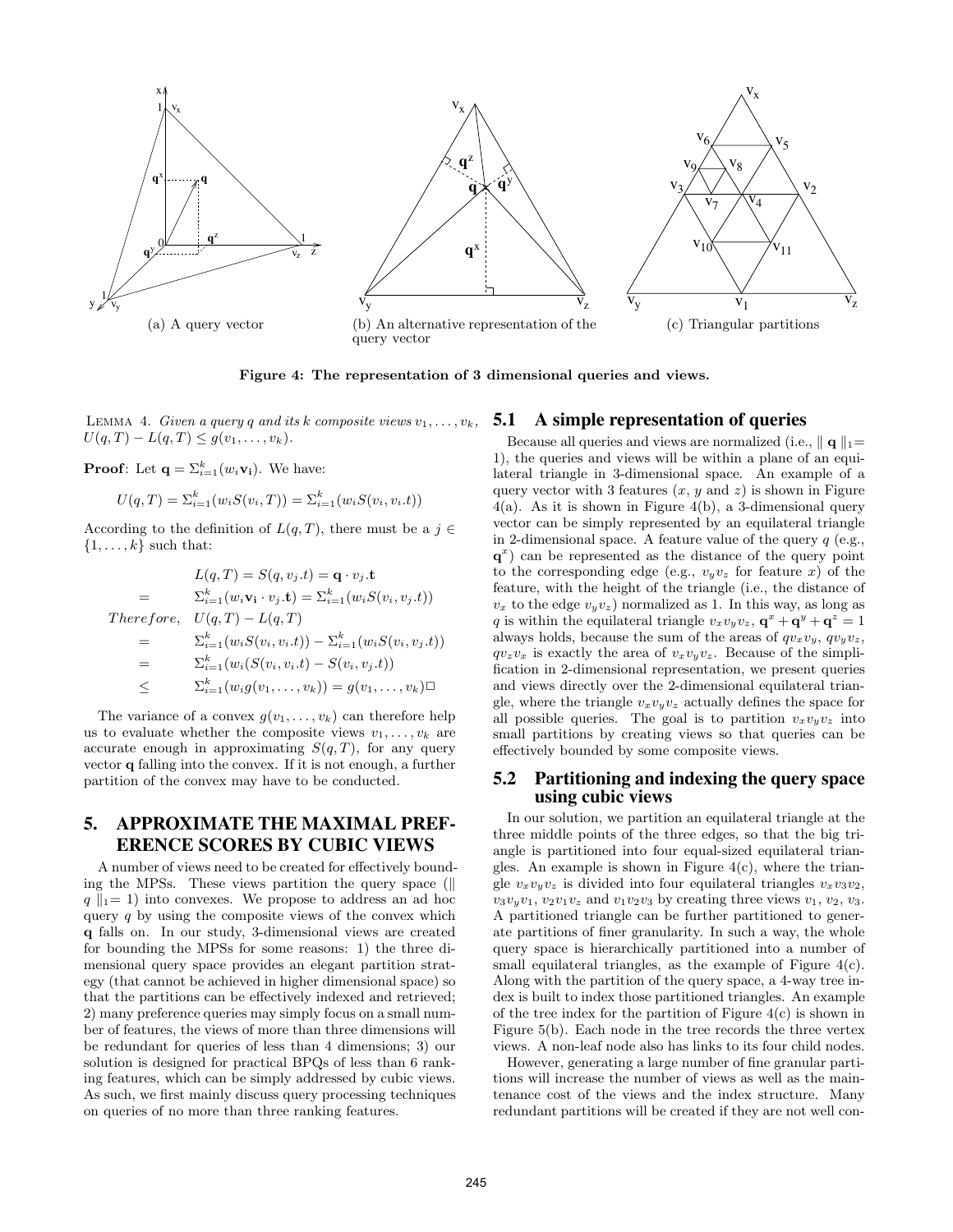(a) A query vector

(b) An alternative representation of the query vector

(c) Triangular partitions

**Figure 4: The representation of 3 dimensional queries and views.**

LEMMA 4. *Given a query $q$ and its $k$ composite views $v_1, \ldots, v_k$, $U(q, T) - L(q, T) \leq g(v_1, \ldots, v_k)$.*

**Proof**: Let $\mathbf{q} = \Sigma_{i=1}^{k}(w_i \mathbf{v_i})$. We have:

$$U(q, T) = \Sigma_{i=1}^{k}(w_i S(v_i, T)) = \Sigma_{i=1}^{k}(w_i S(v_i, v_i.t))$$

According to the definition of $L(q, T)$, there must be a $j \in \{1, \ldots, k\}$ such that:

$$
\begin{aligned}
& L(q,T) = S(q, v_j.t) = \mathbf{q} \cdot v_j.\mathbf{t} \\
= \quad & \Sigma_{i=1}^{k}(w_i \mathbf{v_i} \cdot v_j.\mathbf{t}) = \Sigma_{i=1}^{k}(w_i S(v_i, v_j.t)) \\
Therefore, \quad & U(q,T) - L(q,T) \\
= \quad & \Sigma_{i=1}^{k}(w_i S(v_i, v_i.t)) - \Sigma_{i=1}^{k}(w_i S(v_i, v_j.t)) \\
= \quad & \Sigma_{i=1}^{k}(w_i (S(v_i, v_i.t) - S(v_i, v_j.t)) \\
\leq \quad & \Sigma_{i=1}^{k}(w_i g(v_1, \ldots, v_k)) = g(v_1, \ldots, v_k) \square
\end{aligned}
$$

The variance of a convex $g(v_1, \ldots, v_k)$ can therefore help us to evaluate whether the composite views $v_1, \ldots, v_k$ are accurate enough in approximating $S(q, T)$, for any query vector $\mathbf{q}$ falling into the convex. If it is not enough, a further partition of the convex may have to be conducted.

# 5. APPROXIMATE THE MAXIMAL PREFERENCE SCORES BY CUBIC VIEWS

A number of views need to be created for effectively bounding the MPSs. These views partition the query space ($\| q \|_1 = 1$) into convexes. We propose to address an ad hoc query $q$ by using the composite views of the convex which $\mathbf{q}$ falls on. In our study, 3-dimensional views are created for bounding the MPSs for some reasons: 1) the three dimensional query space provides an elegant partition strategy (that cannot be achieved in higher dimensional space) so that the partitions can be effectively indexed and retrieved; 2) many preference queries may simply focus on a small number of features, the views of more than three dimensions will be redundant for queries of less than 4 dimensions; 3) our solution is designed for practical BPQs of less than 6 ranking features, which can be simply addressed by cubic views. As such, we first mainly discuss query processing techniques on queries of no more than three ranking features.

## 5.1 A simple representation of queries

Because all queries and views are normalized (i.e., $\| \mathbf{q} \|_1 = 1$), the queries and views will be within a plane of an equilateral triangle in 3-dimensional space. An example of a query vector with 3 features ($x$, $y$ and $z$) is shown in Figure 4(a). As it is shown in Figure 4(b), a 3-dimensional query vector can be simply represented by an equilateral triangle in 2-dimensional space. A feature value of the query $q$ (e.g., $\mathbf{q}^x$) can be represented as the distance of the query point to the corresponding edge (e.g., $v_y v_z$ for feature $x$) of the feature, with the height of the triangle (i.e., the distance of $v_x$ to the edge $v_y v_z$) normalized as 1. In this way, as long as $q$ is within the equilateral triangle $v_x v_y v_z$, $\mathbf{q}^x + \mathbf{q}^y + \mathbf{q}^z = 1$ always holds, because the sum of the areas of $qv_xv_y$, $qv_yv_z$, $qv_zv_x$ is exactly the area of $v_xv_yv_z$. Because of the simplification in 2-dimensional representation, we present queries and views directly over the 2-dimensional equilateral triangle, where the triangle $v_xv_yv_z$ actually defines the space for all possible queries. The goal is to partition $v_xv_yv_z$ into small partitions by creating views so that queries can be effectively bounded by some composite views.

## 5.2 Partitioning and indexing the query space using cubic views

In our solution, we partition an equilateral triangle at the three middle points of the three edges, so that the big triangle is partitioned into four equal-sized equilateral triangles. An example is shown in Figure 4(c), where the triangle $v_xv_yv_z$ is divided into four equilateral triangles $v_xv_3v_2$, $v_3v_yv_1$, $v_2v_1v_z$ and $v_1v_2v_3$ by creating three views $v_1$, $v_2$, $v_3$. A partitioned triangle can be further partitioned to generate partitions of finer granularity. In such a way, the whole query space is hierarchically partitioned into a number of small equilateral triangles, as the example of Figure 4(c). Along with the partition of the query space, a 4-way tree index is built to index those partitioned triangles. An example of the tree index for the partition of Figure 4(c) is shown in Figure 5(b). Each node in the tree records the three vertex views. A non-leaf node also has links to its four child nodes.

However, generating a large number of fine granular partitions will increase the number of views as well as the maintenance cost of the views and the index structure. Many redundant partitions will be created if they are not well con-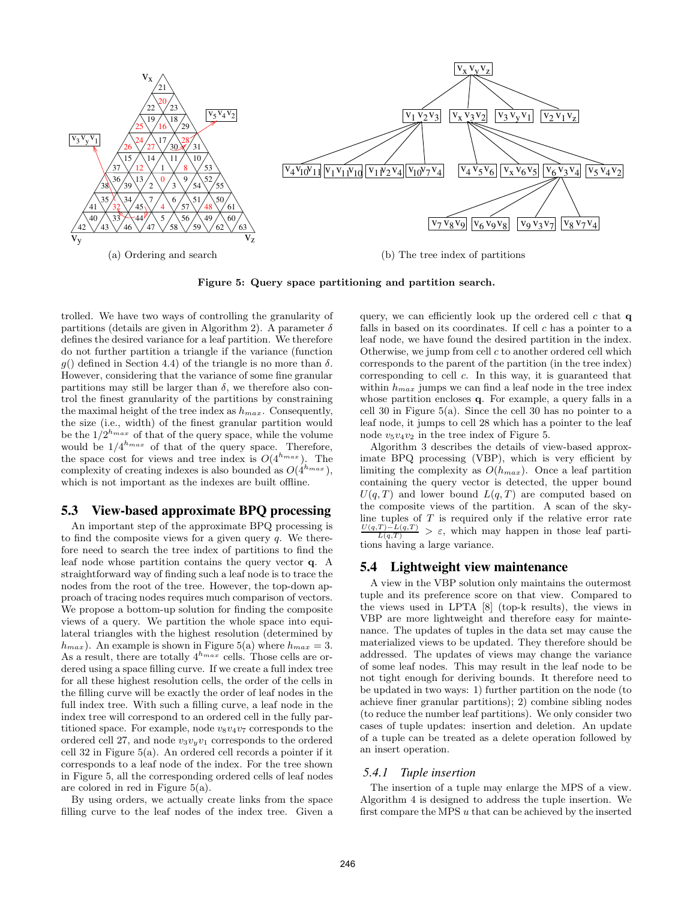(a) Ordering and search

(b) The tree index of partitions

**Figure 5: Query space partitioning and partition search.**

trolled. We have two ways of controlling the granularity of partitions (details are given in Algorithm 2). A parameter $\delta$ defines the desired variance for a leaf partition. We therefore do not further partition a triangle if the variance (function $g()$ defined in Section 4.4) of the triangle is no more than $\delta$. However, considering that the variance of some fine granular partitions may still be larger than $\delta$, we therefore also control the finest granularity of the partitions by constraining the maximal height of the tree index as $h_{max}$. Consequently, the size (i.e., width) of the finest granular partition would be the $1/2^{h_{max}}$ of that of the query space, while the volume would be $1/4^{h_{max}}$ of that of the query space. Therefore, the space cost for views and tree index is $O(4^{h_{max}})$. The complexity of creating indexes is also bounded as $O(4^{h_{max}})$, which is not important as the indexes are built offline.

## 5.3 View-based approximate BPQ processing

An important step of the approximate BPQ processing is to find the composite views for a given query $q$. We therefore need to search the tree index of partitions to find the leaf node whose partition contains the query vector $\mathbf{q}$. A straightforward way of finding such a leaf node is to trace the nodes from the root of the tree. However, the top-down approach of tracing nodes requires much comparison of vectors. We propose a bottom-up solution for finding the composite views of a query. We partition the whole space into equilateral triangles with the highest resolution (determined by $h_{max}$). An example is shown in Figure 5(a) where $h_{max} = 3$. As a result, there are totally $4^{h_{max}}$ cells. Those cells are ordered using a space filling curve. If we create a full index tree for all these highest resolution cells, the order of the cells in the filling curve will be exactly the order of leaf nodes in the full index tree. With such a filling curve, a leaf node in the index tree will correspond to an ordered cell in the fully partitioned space. For example, node $v_8v_4v_7$ corresponds to the ordered cell 27, and node $v_3v_yv_1$ corresponds to the ordered cell 32 in Figure 5(a). An ordered cell records a pointer if it corresponds to a leaf node of the index. For the tree shown in Figure 5, all the corresponding ordered cells of leaf nodes are colored in red in Figure 5(a).

By using orders, we actually create links from the space filling curve to the leaf nodes of the index tree. Given a query, we can efficiently look up the ordered cell $c$ that $\mathbf{q}$ falls in based on its coordinates. If cell $c$ has a pointer to a leaf node, we have found the desired partition in the index. Otherwise, we jump from cell $c$ to another ordered cell which corresponds to the parent of the partition (in the tree index) corresponding to cell $c$. In this way, it is guaranteed that within $h_{max}$ jumps we can find a leaf node in the tree index whose partition encloses $\mathbf{q}$. For example, a query falls in a cell 30 in Figure 5(a). Since the cell 30 has no pointer to a leaf node, it jumps to cell 28 which has a pointer to the leaf node $v_5v_4v_2$ in the tree index of Figure 5.

Algorithm 3 describes the details of view-based approximate BPQ processing (VBP), which is very efficient by limiting the complexity as $O(h_{max})$. Once a leaf partition containing the query vector is detected, the upper bound $U(q,T)$ and lower bound $L(q,T)$ are computed based on the composite views of the partition. A scan of the skyline tuples of $T$ is required only if the relative error rate $\frac{U(q,T)-L(q,T)}{L(q,T)} > \varepsilon$, which may happen in those leaf partitions having a large variance.

## 5.4 Lightweight view maintenance

A view in the VBP solution only maintains the outermost tuple and its preference score on that view. Compared to the views used in LPTA [8] (top-k results), the views in VBP are more lightweight and therefore easy for maintenance. The updates of tuples in the data set may cause the materialized views to be updated. They therefore should be addressed. The updates of views may change the variance of some leaf nodes. This may result in the leaf node to be not tight enough for deriving bounds. It therefore need to be updated in two ways: 1) further partition on the node (to achieve finer granular partitions); 2) combine sibling nodes (to reduce the number leaf partitions). We only consider two cases of tuple updates: insertion and deletion. An update of a tuple can be treated as a delete operation followed by an insert operation.

### 5.4.1 Tuple insertion

The insertion of a tuple may enlarge the MPS of a view. Algorithm 4 is designed to address the tuple insertion. We first compare the MPS $u$ that can be achieved by the inserted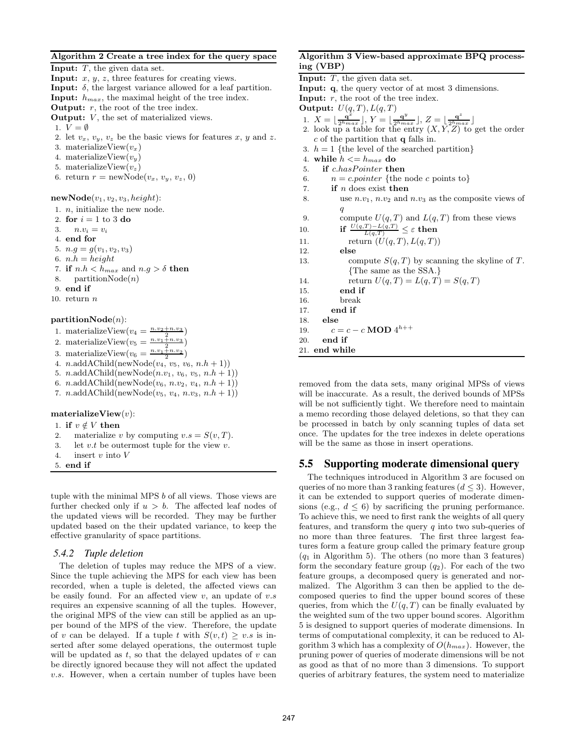**Algorithm 2 Create a tree index for the query space**

**Input:** $T$, the given data set.
**Input:** $x$, $y$, $z$, three features for creating views.
**Input:** $\delta$, the largest variance allowed for a leaf partition.
**Input:** $h_{max}$, the maximal height of the tree index.
**Output:** $r$, the root of the tree index.
**Output:** $V$, the set of materialized views.

```
1. V = ∅
2. let v_x, v_y, v_z be the basic views for features x, y and z.
3. materializeView(v_x)
4. materializeView(v_y)
5. materializeView(v_z)
6. return r = newNode(v_x, v_y, v_z, 0)
```

**newNode**$(v_1, v_2, v_3, height)$:

```
1. n, initialize the new node.
2. for i = 1 to 3 do
3.    n.v_i = v_i
4. end for
5. n.g = g(v_1, v_2, v_3)
6. n.h = height
7. if n.h < h_max and n.g > δ then
8.    partitionNode(n)
9. end if
10. return n
```

**partitionNode**$(n)$:

```
1. materializeView(v_4 = (n.v_2 + n.v_3)/2)
2. materializeView(v_5 = (n.v_1 + n.v_3)/2)
3. materializeView(v_6 = (n.v_1 + n.v_2)/2)
4. n.addAChild(newNode(v_4, v_5, v_6, n.h + 1))
5. n.addAChild(newNode(n.v_1, v_6, v_5, n.h + 1))
6. n.addAChild(newNode(v_6, n.v_2, v_4, n.h + 1))
7. n.addAChild(newNode(v_5, v_4, n.v_3, n.h + 1))
```

**materializeView**$(v)$:

```
1. if v ∉ V then
2.    materialize v by computing v.s = S(v, T).
3.    let v.t be outermost tuple for the view v.
4.    insert v into V
5. end if
```

tuple with the minimal MPS $b$ of all views. Those views are further checked only if $u > b$. The affected leaf nodes of the updated views will be recorded. They may be further updated based on the their updated variance, to keep the effective granularity of space partitions.

### 5.4.2 Tuple deletion

The deletion of tuples may reduce the MPS of a view. Since the tuple achieving the MPS for each view has been recorded, when a tuple is deleted, the affected views can be easily found. For an affected view $v$, an update of $v.s$ requires an expensive scanning of all the tuples. However, the original MPS of the view can still be applied as an upper bound of the MPS of the view. Therefore, the update of $v$ can be delayed. If a tuple $t$ with $S(v, t) \geq v.s$ is inserted after some delayed operations, the outermost tuple will be updated as $t$, so that the delayed updates of $v$ can be directly ignored because they will not affect the updated $v.s$. However, when a certain number of tuples have been removed from the data sets, many original MPSs of views will be inaccurate. As a result, the derived bounds of MPSs will be not sufficiently tight. We therefore need to maintain a memo recording those delayed deletions, so that they can be processed in batch by only scanning tuples of data set once. The updates for the tree indexes in delete operations will be the same as those in insert operations.

**Algorithm 3 View-based approximate BPQ processing (VBP)**

**Input:** $T$, the given data set.
**Input:** $\mathbf{q}$, the query vector of at most 3 dimensions.
**Input:** $r$, the root of the tree index.
**Output:** $U(q, T)$, $L(q, T)$

```
1. X = ⌊q^x / 2^{h_max}⌋, Y = ⌊q^y / 2^{h_max}⌋, Z = ⌊q^z / 2^{h_max}⌋
2. look up a table for the entry (X, Y, Z) to get the order
   c of the partition that q falls in.
3. h = 1 {the level of the searched partition}
4. while h <= h_max do
5.    if c.hasPointer then
6.       n = c.pointer {the node c points to}
7.       if n does exist then
8.          use n.v_1, n.v_2 and n.v_3 as the composite views of
            q
9.          compute U(q,T) and L(q,T) from these views
10.         if (U(q,T) − L(q,T)) / L(q,T) ≤ ε then
11.            return (U(q,T), L(q,T))
12.         else
13.            compute S(q,T) by scanning the skyline of T.
               {The same as the SSA.}
14.            return U(q,T) = L(q,T) = S(q,T)
15.         end if
16.         break
17.      end if
18.   else
19.      c = c − c MOD 4^{h++}
20.   end if
21. end while
```

## 5.5 Supporting moderate dimensional query

The techniques introduced in Algorithm 3 are focused on queries of no more than 3 ranking features ($d \leq 3$). However, it can be extended to support queries of moderate dimensions (e.g., $d \leq 6$) by sacrificing the pruning performance. To achieve this, we need to first rank the weights of all query features, and transform the query $q$ into two sub-queries of no more than three features. The first three largest features form a feature group called the primary feature group ($q_1$ in Algorithm 5). The others (no more than 3 features) form the secondary feature group ($q_2$). For each of the two feature groups, a decomposed query is generated and normalized. The Algorithm 3 can then be applied to the decomposed queries to find the upper bound scores of these queries, from which the $U(q, T)$ can be finally evaluated by the weighted sum of the two upper bound scores. Algorithm 5 is designed to support queries of moderate dimensions. In terms of computational complexity, it can be reduced to Algorithm 3 which has a complexity of $O(h_{max})$. However, the pruning power of queries of moderate dimensions will be not as good as that of no more than 3 dimensions. To support queries of arbitrary features, the system need to materialize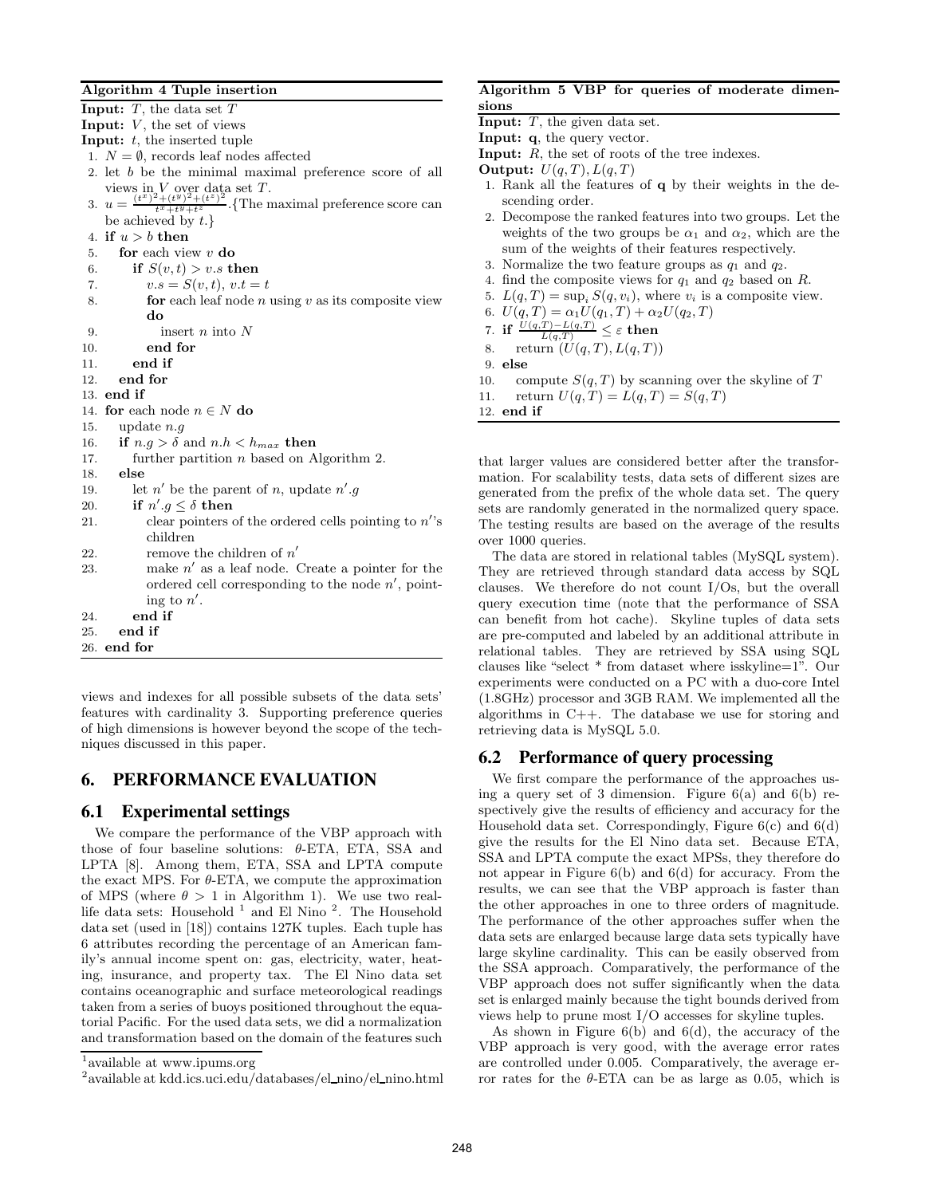**Algorithm 4 Tuple insertion**

**Input:** $T$, the data set $T$
**Input:** $V$, the set of views
**Input:** $t$, the inserted tuple

1. $N = \emptyset$, records leaf nodes affected
2. let $b$ be the minimal maximal preference score of all views in $V$ over data set $T$.
3. $u = \frac{(t^x)^2+(t^y)^2+(t^z)^2}{t^x+t^y+t^z}$. {The maximal preference score can be achieved by $t$.}
4. **if** $u > b$ **then**
5. &nbsp;&nbsp;&nbsp;**for** each view $v$ **do**
6. &nbsp;&nbsp;&nbsp;&nbsp;&nbsp;&nbsp;**if** $S(v,t) > v.s$ **then**
7. &nbsp;&nbsp;&nbsp;&nbsp;&nbsp;&nbsp;&nbsp;&nbsp;&nbsp;$v.s = S(v,t)$, $v.t = t$
8. &nbsp;&nbsp;&nbsp;&nbsp;&nbsp;&nbsp;&nbsp;&nbsp;&nbsp;**for** each leaf node $n$ using $v$ as its composite view **do**
9. &nbsp;&nbsp;&nbsp;&nbsp;&nbsp;&nbsp;&nbsp;&nbsp;&nbsp;&nbsp;&nbsp;&nbsp;insert $n$ into $N$
10. &nbsp;&nbsp;&nbsp;&nbsp;&nbsp;&nbsp;&nbsp;&nbsp;&nbsp;**end for**
11. &nbsp;&nbsp;&nbsp;&nbsp;&nbsp;&nbsp;**end if**
12. &nbsp;&nbsp;&nbsp;**end for**
13. **end if**
14. **for** each node $n \in N$ **do**
15. &nbsp;&nbsp;&nbsp;update $n.g$
16. &nbsp;&nbsp;&nbsp;**if** $n.g > \delta$ and $n.h < h_{max}$ **then**
17. &nbsp;&nbsp;&nbsp;&nbsp;&nbsp;&nbsp;further partition $n$ based on Algorithm 2.
18. &nbsp;&nbsp;&nbsp;**else**
19. &nbsp;&nbsp;&nbsp;&nbsp;&nbsp;&nbsp;let $n'$ be the parent of $n$, update $n'.g$
20. &nbsp;&nbsp;&nbsp;&nbsp;&nbsp;&nbsp;**if** $n'.g \leq \delta$ **then**
21. &nbsp;&nbsp;&nbsp;&nbsp;&nbsp;&nbsp;&nbsp;&nbsp;&nbsp;clear pointers of the ordered cells pointing to $n'$'s children
22. &nbsp;&nbsp;&nbsp;&nbsp;&nbsp;&nbsp;&nbsp;&nbsp;&nbsp;remove the children of $n'$
23. &nbsp;&nbsp;&nbsp;&nbsp;&nbsp;&nbsp;&nbsp;&nbsp;&nbsp;make $n'$ as a leaf node. Create a pointer for the ordered cell corresponding to the node $n'$, pointing to $n'$.
24. &nbsp;&nbsp;&nbsp;&nbsp;&nbsp;&nbsp;**end if**
25. &nbsp;&nbsp;&nbsp;**end if**
26. **end for**

views and indexes for all possible subsets of the data sets' features with cardinality 3. Supporting preference queries of high dimensions is however beyond the scope of the techniques discussed in this paper.

## 6. PERFORMANCE EVALUATION

### 6.1 Experimental settings

We compare the performance of the VBP approach with those of four baseline solutions: $\theta$-ETA, ETA, SSA and LPTA [8]. Among them, ETA, SSA and LPTA compute the exact MPS. For $\theta$-ETA, we compute the approximation of MPS (where $\theta > 1$ in Algorithm 1). We use two real-life data sets: Household [1] and El Nino [2]. The Household data set (used in [18]) contains 127K tuples. Each tuple has 6 attributes recording the percentage of an American family's annual income spent on: gas, electricity, water, heating, insurance, and property tax. The El Nino data set contains oceanographic and surface meteorological readings taken from a series of buoys positioned throughout the equatorial Pacific. For the used data sets, we did a normalization and transformation based on the domain of the features such that larger values are considered better after the transformation. For scalability tests, data sets of different sizes are generated from the prefix of the whole data set. The query sets are randomly generated in the normalized query space. The testing results are based on the average of the results over 1000 queries.

The data are stored in relational tables (MySQL system). They are retrieved through standard data access by SQL clauses. We therefore do not count I/Os, but the overall query execution time (note that the performance of SSA can benefit from hot cache). Skyline tuples of data sets are pre-computed and labeled by an additional attribute in relational tables. They are retrieved by SSA using SQL clauses like "select * from dataset where isskyline=1". Our experiments were conducted on a PC with a duo-core Intel (1.8GHz) processor and 3GB RAM. We implemented all the algorithms in C++. The database we use for storing and retrieving data is MySQL 5.0.

[1] available at www.ipums.org

[2] available at kdd.ics.uci.edu/databases/el_nino/el_nino.html

**Algorithm 5 VBP for queries of moderate dimensions**

**Input:** $T$, the given data set.
**Input:** $\mathbf{q}$, the query vector.
**Input:** $R$, the set of roots of the tree indexes.
**Output:** $U(q,T), L(q,T)$

1. Rank all the features of $\mathbf{q}$ by their weights in the descending order.
2. Decompose the ranked features into two groups. Let the weights of the two groups be $\alpha_1$ and $\alpha_2$, which are the sum of the weights of their features respectively.
3. Normalize the two feature groups as $q_1$ and $q_2$.
4. find the composite views for $q_1$ and $q_2$ based on $R$.
5. $L(q,T) = \sup_i S(q, v_i)$, where $v_i$ is a composite view.
6. $U(q,T) = \alpha_1 U(q_1,T) + \alpha_2 U(q_2,T)$
7. **if** $\frac{U(q,T)-L(q,T)}{L(q,T)} \leq \varepsilon$ **then**
8. &nbsp;&nbsp;&nbsp;return $(U(q,T), L(q,T))$
9. **else**
10. &nbsp;&nbsp;&nbsp;compute $S(q,T)$ by scanning over the skyline of $T$
11. &nbsp;&nbsp;&nbsp;return $U(q,T) = L(q,T) = S(q,T)$
12. **end if**

### 6.2 Performance of query processing

We first compare the performance of the approaches using a query set of 3 dimension. Figure 6(a) and 6(b) respectively give the results of efficiency and accuracy for the Household data set. Correspondingly, Figure 6(c) and 6(d) give the results for the El Nino data set. Because ETA, SSA and LPTA compute the exact MPSs, they therefore do not appear in Figure 6(b) and 6(d) for accuracy. From the results, we can see that the VBP approach is faster than the other approaches in one to three orders of magnitude. The performance of the other approaches suffer when the data sets are enlarged because large data sets typically have large skyline cardinality. This can be easily observed from the SSA approach. Comparatively, the performance of the VBP approach does not suffer significantly when the data set is enlarged mainly because the tight bounds derived from views help to prune most I/O accesses for skyline tuples.

As shown in Figure 6(b) and 6(d), the accuracy of the VBP approach is very good, with the average error rates are controlled under 0.005. Comparatively, the average error rates for the $\theta$-ETA can be as large as 0.05, which is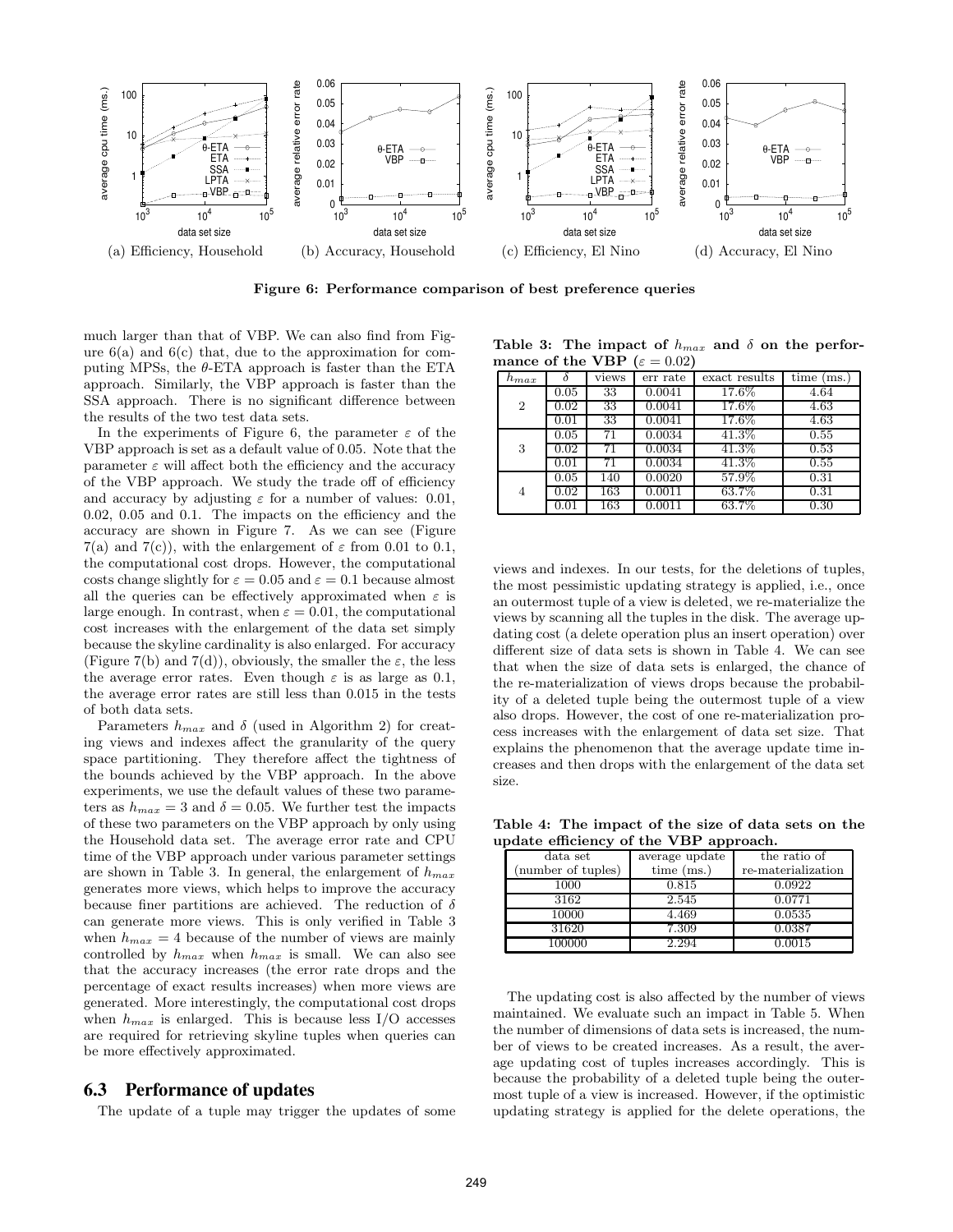(a) Efficiency, Household (b) Accuracy, Household (c) Efficiency, El Nino (d) Accuracy, El Nino

**Figure 6: Performance comparison of best preference queries**

much larger than that of VBP. We can also find from Figure 6(a) and 6(c) that, due to the approximation for computing MPSs, the $\theta$-ETA approach is faster than the ETA approach. Similarly, the VBP approach is faster than the SSA approach. There is no significant difference between the results of the two test data sets.

In the experiments of Figure 6, the parameter $\varepsilon$ of the VBP approach is set as a default value of 0.05. Note that the parameter $\varepsilon$ will affect both the efficiency and the accuracy of the VBP approach. We study the trade off of efficiency and accuracy by adjusting $\varepsilon$ for a number of values: 0.01, 0.02, 0.05 and 0.1. The impacts on the efficiency and the accuracy are shown in Figure 7. As we can see (Figure 7(a) and 7(c)), with the enlargement of $\varepsilon$ from 0.01 to 0.1, the computational cost drops. However, the computational costs change slightly for $\varepsilon = 0.05$ and $\varepsilon = 0.1$ because almost all the queries can be effectively approximated when $\varepsilon$ is large enough. In contrast, when $\varepsilon = 0.01$, the computational cost increases with the enlargement of the data set simply because the skyline cardinality is also enlarged. For accuracy (Figure 7(b) and 7(d)), obviously, the smaller the $\varepsilon$, the less the average error rates. Even though $\varepsilon$ is as large as 0.1, the average error rates are still less than 0.015 in the tests of both data sets.

Parameters $h_{max}$ and $\delta$ (used in Algorithm 2) for creating views and indexes affect the granularity of the query space partitioning. They therefore affect the tightness of the bounds achieved by the VBP approach. In the above experiments, we use the default values of these two parameters as $h_{max} = 3$ and $\delta = 0.05$. We further test the impacts of these two parameters on the VBP approach by only using the Household data set. The average error rate and CPU time of the VBP approach under various parameter settings are shown in Table 3. In general, the enlargement of $h_{max}$ generates more views, which helps to improve the accuracy because finer partitions are achieved. The reduction of $\delta$ can generate more views. This is only verified in Table 3 when $h_{max} = 4$ because of the number of views are mainly controlled by $h_{max}$ when $h_{max}$ is small. We can also see that the accuracy increases (the error rate drops and the percentage of exact results increases) when more views are generated. More interestingly, the computational cost drops when $h_{max}$ is enlarged. This is because less I/O accesses are required for retrieving skyline tuples when queries can be more effectively approximated.

## 6.3 Performance of updates

The update of a tuple may trigger the updates of some views and indexes. In our tests, for the deletions of tuples, the most pessimistic updating strategy is applied, i.e., once an outermost tuple of a view is deleted, we re-materialize the views by scanning all the tuples in the disk. The average updating cost (a delete operation plus an insert operation) over different size of data sets is shown in Table 4. We can see that when the size of data sets is enlarged, the chance of the re-materialization of views drops because the probability of a deleted tuple being the outermost tuple of a view also drops. However, the cost of one re-materialization process increases with the enlargement of data set size. That explains the phenomenon that the average update time increases and then drops with the enlargement of the data set size.

**Table 3: The impact of $h_{max}$ and $\delta$ on the performance of the VBP ($\varepsilon = 0.02$)**

| $h_{max}$ | $\delta$ | views | err rate | exact results | time (ms.) |
|---|---|---|---|---|---|
| 2 | 0.05 | 33 | 0.0041 | 17.6% | 4.64 |
| | 0.02 | 33 | 0.0041 | 17.6% | 4.63 |
| | 0.01 | 33 | 0.0041 | 17.6% | 4.63 |
| 3 | 0.05 | 71 | 0.0034 | 41.3% | 0.55 |
| | 0.02 | 71 | 0.0034 | 41.3% | 0.53 |
| | 0.01 | 71 | 0.0034 | 41.3% | 0.55 |
| 4 | 0.05 | 140 | 0.0020 | 57.9% | 0.31 |
| | 0.02 | 163 | 0.0011 | 63.7% | 0.31 |
| | 0.01 | 163 | 0.0011 | 63.7% | 0.30 |

**Table 4: The impact of the size of data sets on the update efficiency of the VBP approach.**

| data set (number of tuples) | average update time (ms.) | the ratio of re-materialization |
|---|---|---|
| 1000 | 0.815 | 0.0922 |
| 3162 | 2.545 | 0.0771 |
| 10000 | 4.469 | 0.0535 |
| 31620 | 7.309 | 0.0387 |
| 100000 | 2.294 | 0.0015 |

The updating cost is also affected by the number of views maintained. We evaluate such an impact in Table 5. When the number of dimensions of data sets is increased, the number of views to be created increases. As a result, the average updating cost of tuples increases accordingly. This is because the probability of a deleted tuple being the outermost tuple of a view is increased. However, if the optimistic updating strategy is applied for the delete operations, the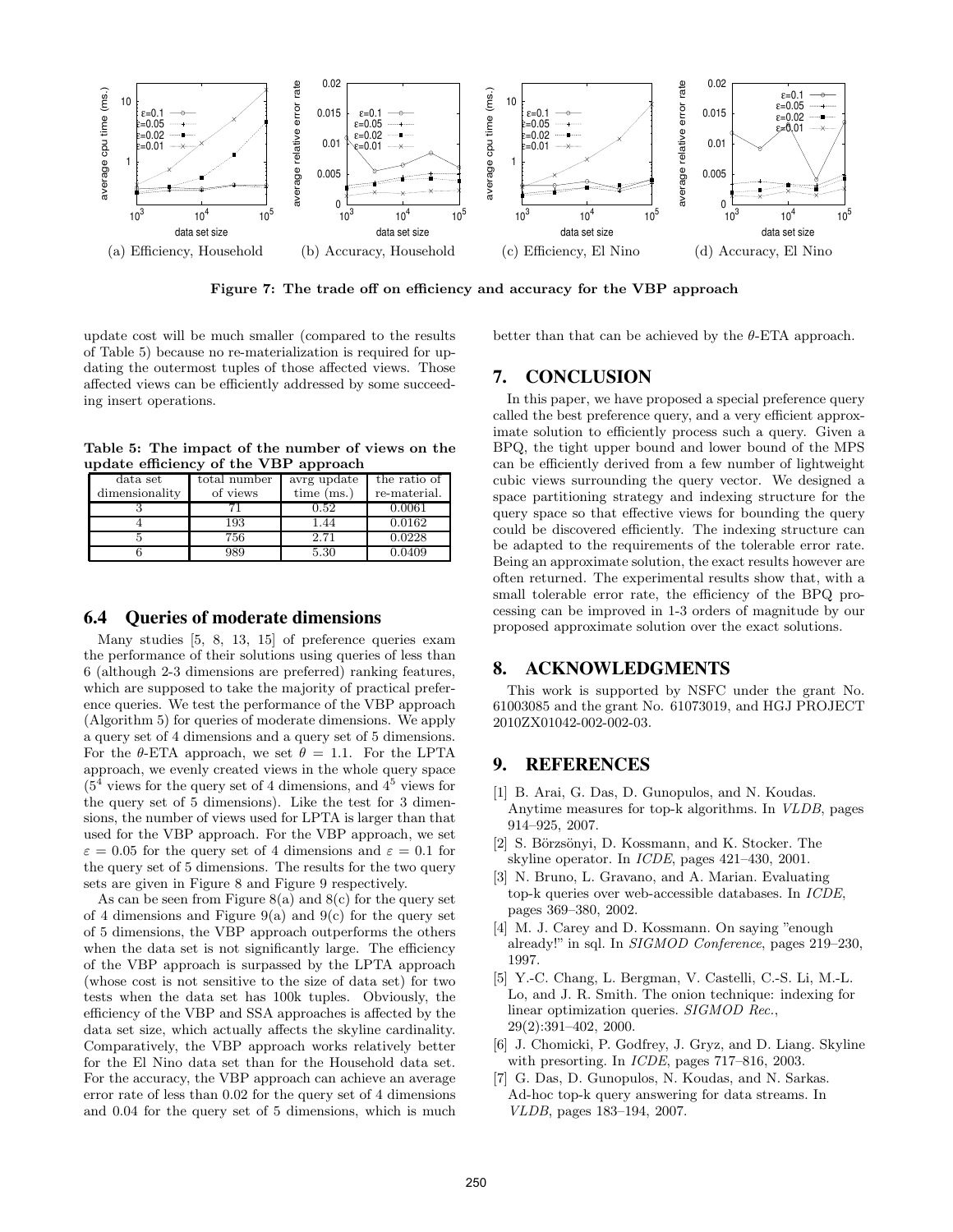(a) Efficiency, Household (b) Accuracy, Household (c) Efficiency, El Nino (d) Accuracy, El Nino

**Figure 7: The trade off on efficiency and accuracy for the VBP approach**

update cost will be much smaller (compared to the results of Table 5) because no re-materialization is required for updating the outermost tuples of those affected views. Those affected views can be efficiently addressed by some succeeding insert operations.

**Table 5: The impact of the number of views on the update efficiency of the VBP approach**

| data set dimensionality | total number of views | avrg update time (ms.) | the ratio of re-material. |
|---|---|---|---|
| 3 | 71 | 0.52 | 0.0061 |
| 4 | 193 | 1.44 | 0.0162 |
| 5 | 756 | 2.71 | 0.0228 |
| 6 | 989 | 5.30 | 0.0409 |

## 6.4 Queries of moderate dimensions

Many studies [5, 8, 13, 15] of preference queries exam the performance of their solutions using queries of less than 6 (although 2-3 dimensions are preferred) ranking features, which are supposed to take the majority of practical preference queries. We test the performance of the VBP approach (Algorithm 5) for queries of moderate dimensions. We apply a query set of 4 dimensions and a query set of 5 dimensions. For the $\theta$-ETA approach, we set $\theta = 1.1$. For the LPTA approach, we evenly created views in the whole query space ($5^4$ views for the query set of 4 dimensions, and $4^5$ views for the query set of 5 dimensions). Like the test for 3 dimensions, the number of views used for LPTA is larger than that used for the VBP approach. For the VBP approach, we set $\varepsilon = 0.05$ for the query set of 4 dimensions and $\varepsilon = 0.1$ for the query set of 5 dimensions. The results for the two query sets are given in Figure 8 and Figure 9 respectively.

As can be seen from Figure 8(a) and 8(c) for the query set of 4 dimensions and Figure 9(a) and 9(c) for the query set of 5 dimensions, the VBP approach outperforms the others when the data set is not significantly large. The efficiency of the VBP approach is surpassed by the LPTA approach (whose cost is not sensitive to the size of data set) for two tests when the data set has 100k tuples. Obviously, the efficiency of the VBP and SSA approaches is affected by the data set size, which actually affects the skyline cardinality. Comparatively, the VBP approach works relatively better for the El Nino data set than for the Household data set. For the accuracy, the VBP approach can achieve an average error rate of less than 0.02 for the query set of 4 dimensions and 0.04 for the query set of 5 dimensions, which is much better than that can be achieved by the $\theta$-ETA approach.

## 7. CONCLUSION

In this paper, we have proposed a special preference query called the best preference query, and a very efficient approximate solution to efficiently process such a query. Given a BPQ, the tight upper bound and lower bound of the MPS can be efficiently derived from a few number of lightweight cubic views surrounding the query vector. We designed a space partitioning strategy and indexing structure for the query space so that effective views for bounding the query could be discovered efficiently. The indexing structure can be adapted to the requirements of the tolerable error rate. Being an approximate solution, the exact results however are often returned. The experimental results show that, with a small tolerable error rate, the efficiency of the BPQ processing can be improved in 1-3 orders of magnitude by our proposed approximate solution over the exact solutions.

## 8. ACKNOWLEDGMENTS

This work is supported by NSFC under the grant No. 61003085 and the grant No. 61073019, and HGJ PROJECT 2010ZX01042-002-002-03.

## 9. REFERENCES

- [1] B. Arai, G. Das, D. Gunopulos, and N. Koudas. Anytime measures for top-k algorithms. In *VLDB*, pages 914–925, 2007.
- [2] S. Börzsönyi, D. Kossmann, and K. Stocker. The skyline operator. In *ICDE*, pages 421–430, 2001.
- [3] N. Bruno, L. Gravano, and A. Marian. Evaluating top-k queries over web-accessible databases. In *ICDE*, pages 369–380, 2002.
- [4] M. J. Carey and D. Kossmann. On saying "enough already!" in sql. In *SIGMOD Conference*, pages 219–230, 1997.
- [5] Y.-C. Chang, L. Bergman, V. Castelli, C.-S. Li, M.-L. Lo, and J. R. Smith. The onion technique: indexing for linear optimization queries. *SIGMOD Rec.*, 29(2):391–402, 2000.
- [6] J. Chomicki, P. Godfrey, J. Gryz, and D. Liang. Skyline with presorting. In *ICDE*, pages 717–816, 2003.
- [7] G. Das, D. Gunopulos, N. Koudas, and N. Sarkas. Ad-hoc top-k query answering for data streams. In *VLDB*, pages 183–194, 2007.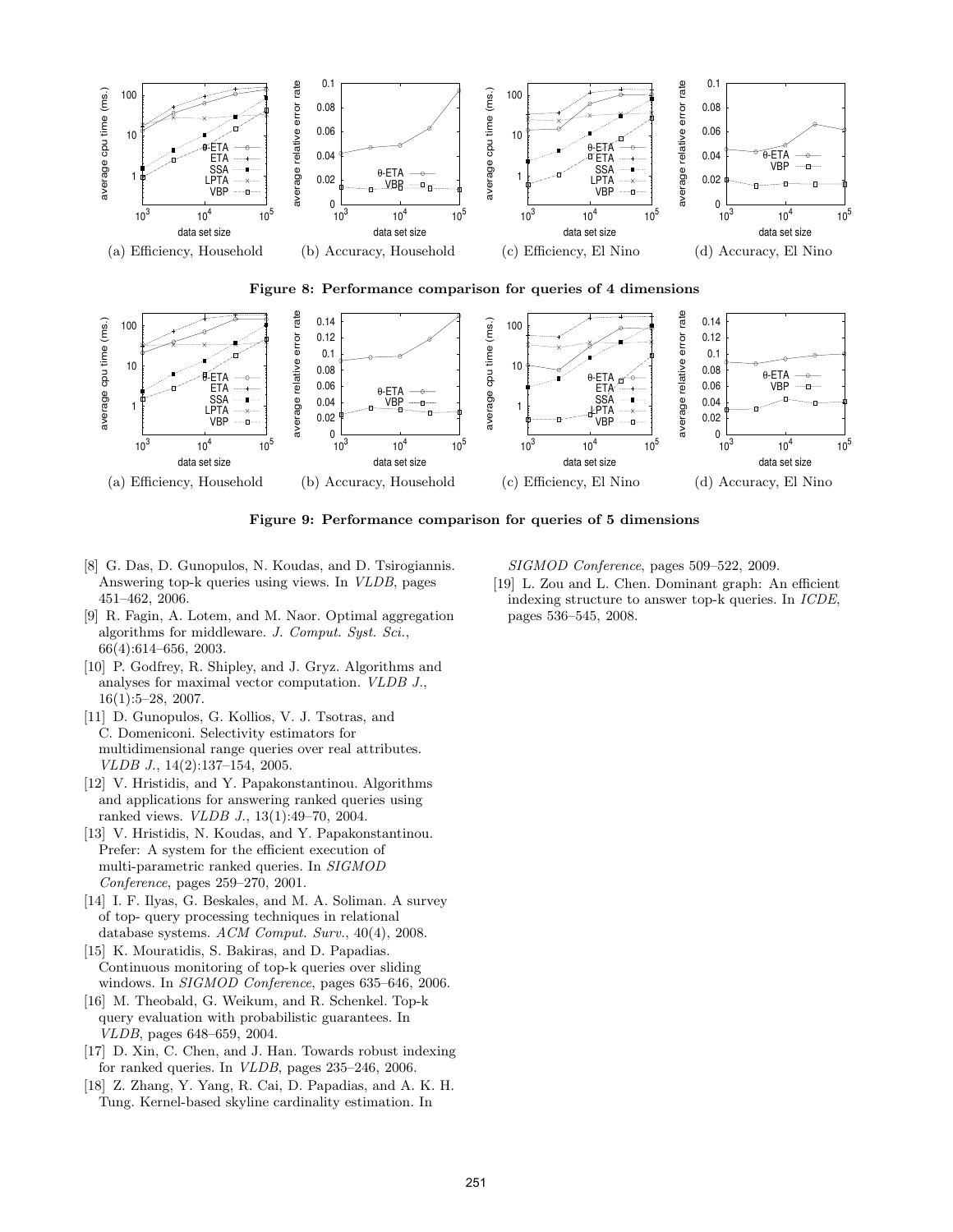average cpu time (ms.)

100

10

1

$10^3$ $10^4$ $10^5$

data set size

θ-ETA
ETA
SSA
LPTA
VBP

(a) Efficiency, Household

average relative error rate

0.1
0.08
0.06
0.04
0.02
0

$10^3$ $10^4$ $10^5$

data set size

θ-ETA
VBP

(b) Accuracy, Household

average cpu time (ms.)

100

10

1

$10^3$ $10^4$ $10^5$

data set size

θ-ETA
ETA
SSA
LPTA
VBP

(c) Efficiency, El Nino

average relative error rate

0.1
0.08
0.06
0.04
0.02
0

$10^3$ $10^4$ $10^5$

data set size

θ-ETA
VBP

(d) Accuracy, El Nino

**Figure 8: Performance comparison for queries of 4 dimensions**

average cpu time (ms.)

100

10

1

$10^3$ $10^4$ $10^5$

data set size

θ-ETA
ETA
SSA
LPTA
VBP

(a) Efficiency, Household

average relative error rate

0.14
0.12
0.1
0.08
0.06
0.04
0.02
0

$10^3$ $10^4$ $10^5$

data set size

θ-ETA
VBP

(b) Accuracy, Household

average cpu time (ms.)

100

10

1

$10^3$ $10^4$ $10^5$

data set size

θ-ETA
ETA
SSA
LPTA
VBP

(c) Efficiency, El Nino

average relative error rate

0.14
0.12
0.1
0.08
0.06
0.04
0.02
0

$10^3$ $10^4$ $10^5$

data set size

θ-ETA
VBP

(d) Accuracy, El Nino

**Figure 9: Performance comparison for queries of 5 dimensions**

[8] G. Das, D. Gunopulos, N. Koudas, and D. Tsirogiannis. Answering top-k queries using views. In *VLDB*, pages 451–462, 2006.

[9] R. Fagin, A. Lotem, and M. Naor. Optimal aggregation algorithms for middleware. *J. Comput. Syst. Sci.*, 66(4):614–656, 2003.

[10] P. Godfrey, R. Shipley, and J. Gryz. Algorithms and analyses for maximal vector computation. *VLDB J.*, 16(1):5–28, 2007.

[11] D. Gunopulos, G. Kollios, V. J. Tsotras, and C. Domeniconi. Selectivity estimators for multidimensional range queries over real attributes. *VLDB J.*, 14(2):137–154, 2005.

[12] V. Hristidis, and Y. Papakonstantinou. Algorithms and applications for answering ranked queries using ranked views. *VLDB J.*, 13(1):49–70, 2004.

[13] V. Hristidis, N. Koudas, and Y. Papakonstantinou. Prefer: A system for the efficient execution of multi-parametric ranked queries. In *SIGMOD Conference*, pages 259–270, 2001.

[14] I. F. Ilyas, G. Beskales, and M. A. Soliman. A survey of top- query processing techniques in relational database systems. *ACM Comput. Surv.*, 40(4), 2008.

[15] K. Mouratidis, S. Bakiras, and D. Papadias. Continuous monitoring of top-k queries over sliding windows. In *SIGMOD Conference*, pages 635–646, 2006.

[16] M. Theobald, G. Weikum, and R. Schenkel. Top-k query evaluation with probabilistic guarantees. In *VLDB*, pages 648–659, 2004.

[17] D. Xin, C. Chen, and J. Han. Towards robust indexing for ranked queries. In *VLDB*, pages 235–246, 2006.

[18] Z. Zhang, Y. Yang, R. Cai, D. Papadias, and A. K. H. Tung. Kernel-based skyline cardinality estimation. In *SIGMOD Conference*, pages 509–522, 2009.

[19] L. Zou and L. Chen. Dominant graph: An efficient indexing structure to answer top-k queries. In *ICDE*, pages 536–545, 2008.